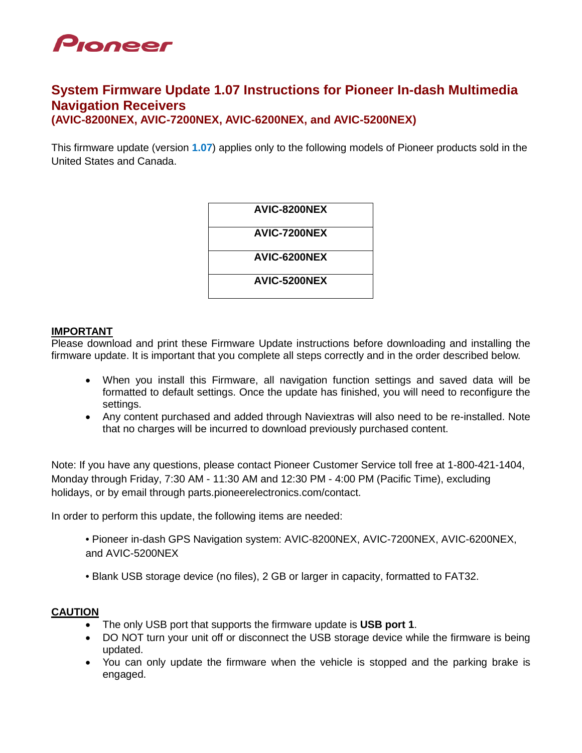Pioneer

# System Firmware Update 1.07 Instructions for Pioneer In-dash Multimedia Navigation Receivers

## (AVIC-8200NEX, AVIC-7200NEX, AVIC-6200NEX, and AVIC-5200NEX)

This firmware update (version **1.07**) applies only to the following models of Pioneer products sold in the United States and Canada.

| AVIC-8200NEX |
|---|
| AVIC-7200NEX |
| AVIC-6200NEX |
| AVIC-5200NEX |

**IMPORTANT**

Please download and print these Firmware Update instructions before downloading and installing the firmware update. It is important that you complete all steps correctly and in the order described below.

- When you install this Firmware, all navigation function settings and saved data will be formatted to default settings. Once the update has finished, you will need to reconfigure the settings.
- Any content purchased and added through Naviextras will also need to be re-installed. Note that no charges will be incurred to download previously purchased content.

Note: If you have any questions, please contact Pioneer Customer Service toll free at 1-800-421-1404, Monday through Friday, 7:30 AM - 11:30 AM and 12:30 PM - 4:00 PM (Pacific Time), excluding holidays, or by email through parts.pioneerelectronics.com/contact.

In order to perform this update, the following items are needed:

- Pioneer in-dash GPS Navigation system: AVIC-8200NEX, AVIC-7200NEX, AVIC-6200NEX, and AVIC-5200NEX
- Blank USB storage device (no files), 2 GB or larger in capacity, formatted to FAT32.

**CAUTION**

- The only USB port that supports the firmware update is **USB port 1**.
- DO NOT turn your unit off or disconnect the USB storage device while the firmware is being updated.
- You can only update the firmware when the vehicle is stopped and the parking brake is engaged.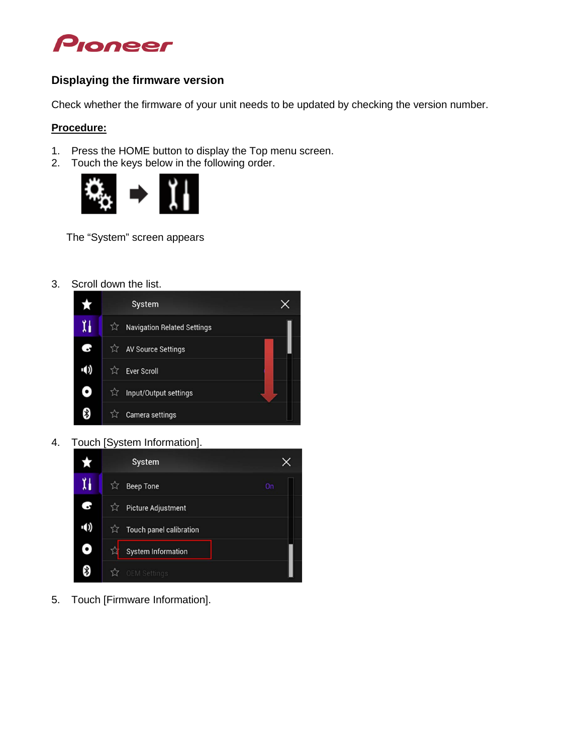## Displaying the firmware version

Check whether the firmware of your unit needs to be updated by checking the version number.

**Procedure:**

1. Press the HOME button to display the Top menu screen.
2. Touch the keys below in the following order.

   The "System" screen appears

3. Scroll down the list.
4. Touch [System Information].
5. Touch [Firmware Information].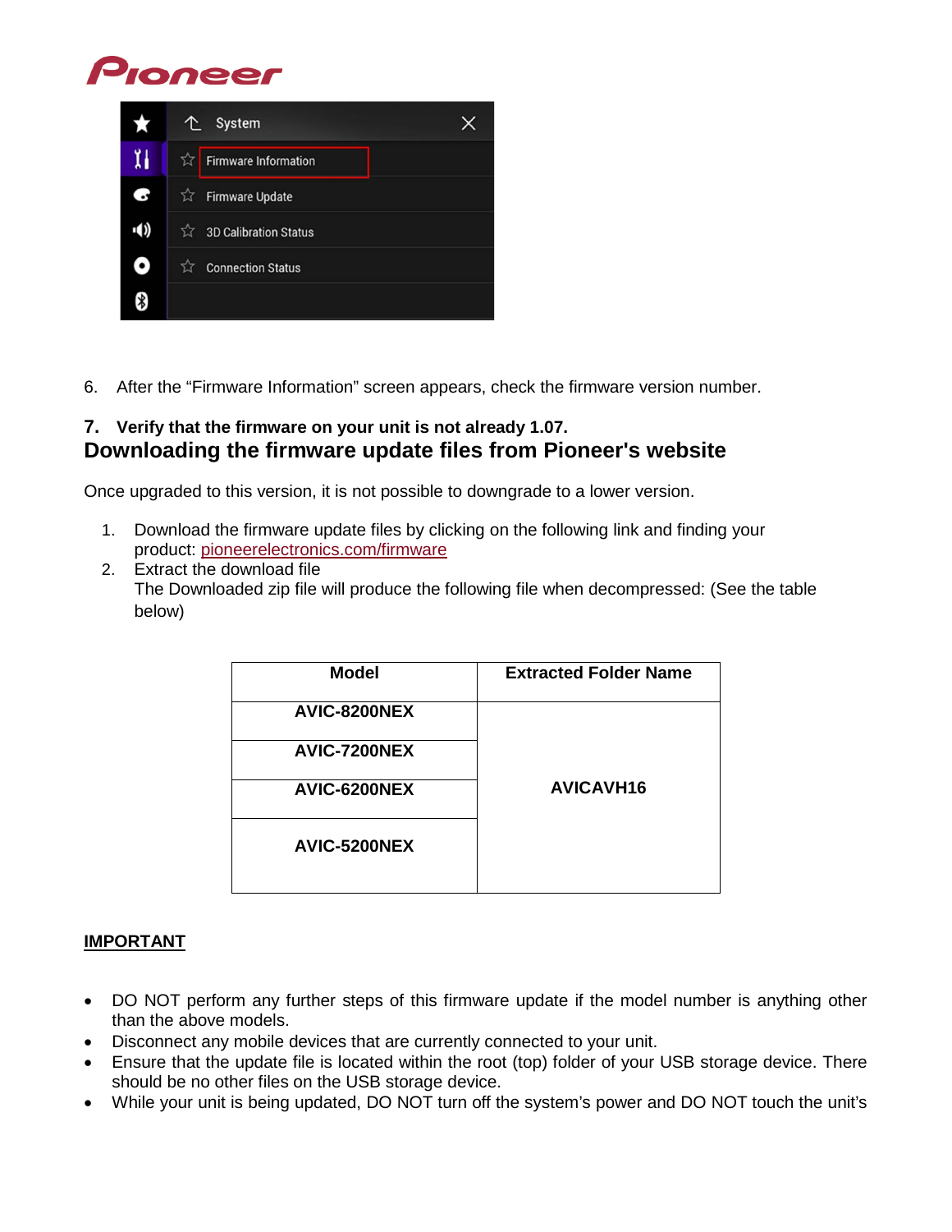6. After the “Firmware Information” screen appears, check the firmware version number.

**7. Verify that the firmware on your unit is not already 1.07.**

## Downloading the firmware update files from Pioneer's website

Once upgraded to this version, it is not possible to downgrade to a lower version.

1. Download the firmware update files by clicking on the following link and finding your product: pioneerelectronics.com/firmware
2. Extract the download file
   The Downloaded zip file will produce the following file when decompressed: (See the table below)

| Model | Extracted Folder Name |
|---|---|
| AVIC-8200NEX | AVICAVH16 |
| AVIC-7200NEX | |
| AVIC-6200NEX | |
| AVIC-5200NEX | |

**IMPORTANT**

- DO NOT perform any further steps of this firmware update if the model number is anything other than the above models.
- Disconnect any mobile devices that are currently connected to your unit.
- Ensure that the update file is located within the root (top) folder of your USB storage device. There should be no other files on the USB storage device.
- While your unit is being updated, DO NOT turn off the system’s power and DO NOT touch the unit’s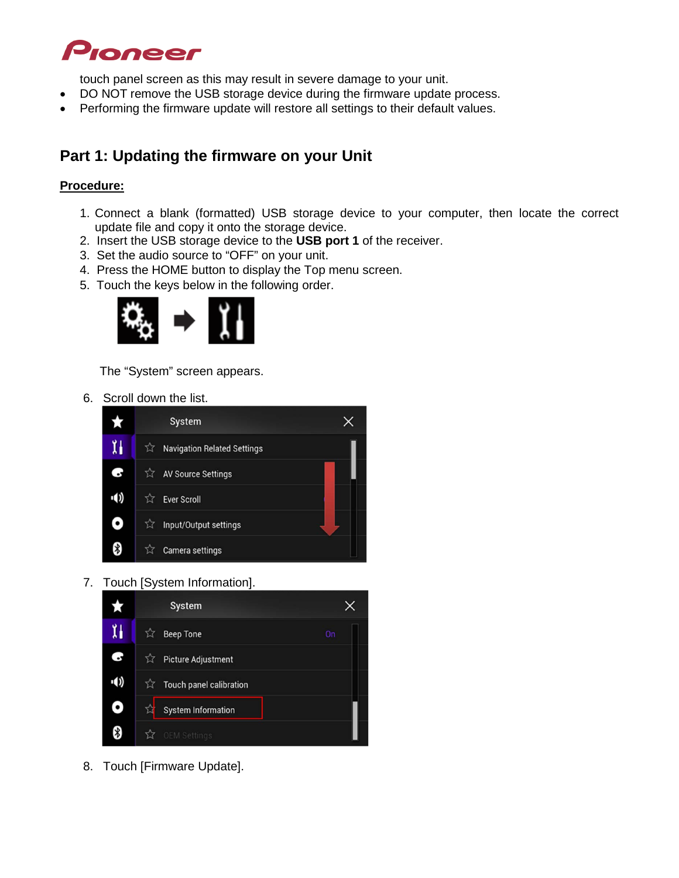touch panel screen as this may result in severe damage to your unit.

- DO NOT remove the USB storage device during the firmware update process.
- Performing the firmware update will restore all settings to their default values.

## Part 1: Updating the firmware on your Unit

**Procedure:**

1. Connect a blank (formatted) USB storage device to your computer, then locate the correct update file and copy it onto the storage device.
2. Insert the USB storage device to the **USB port 1** of the receiver.
3. Set the audio source to “OFF” on your unit.
4. Press the HOME button to display the Top menu screen.
5. Touch the keys below in the following order.

   The “System” screen appears.

6. Scroll down the list.
7. Touch [System Information].
8. Touch [Firmware Update].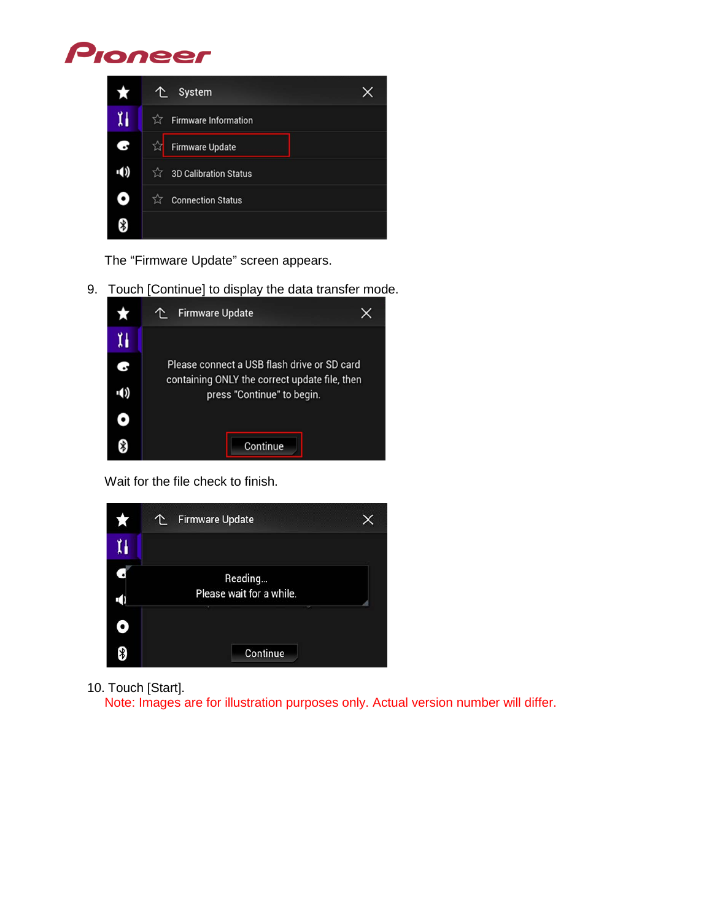The "Firmware Update" screen appears.

9. Touch [Continue] to display the data transfer mode.

   Wait for the file check to finish.

10. Touch [Start].
    Note: Images are for illustration purposes only. Actual version number will differ.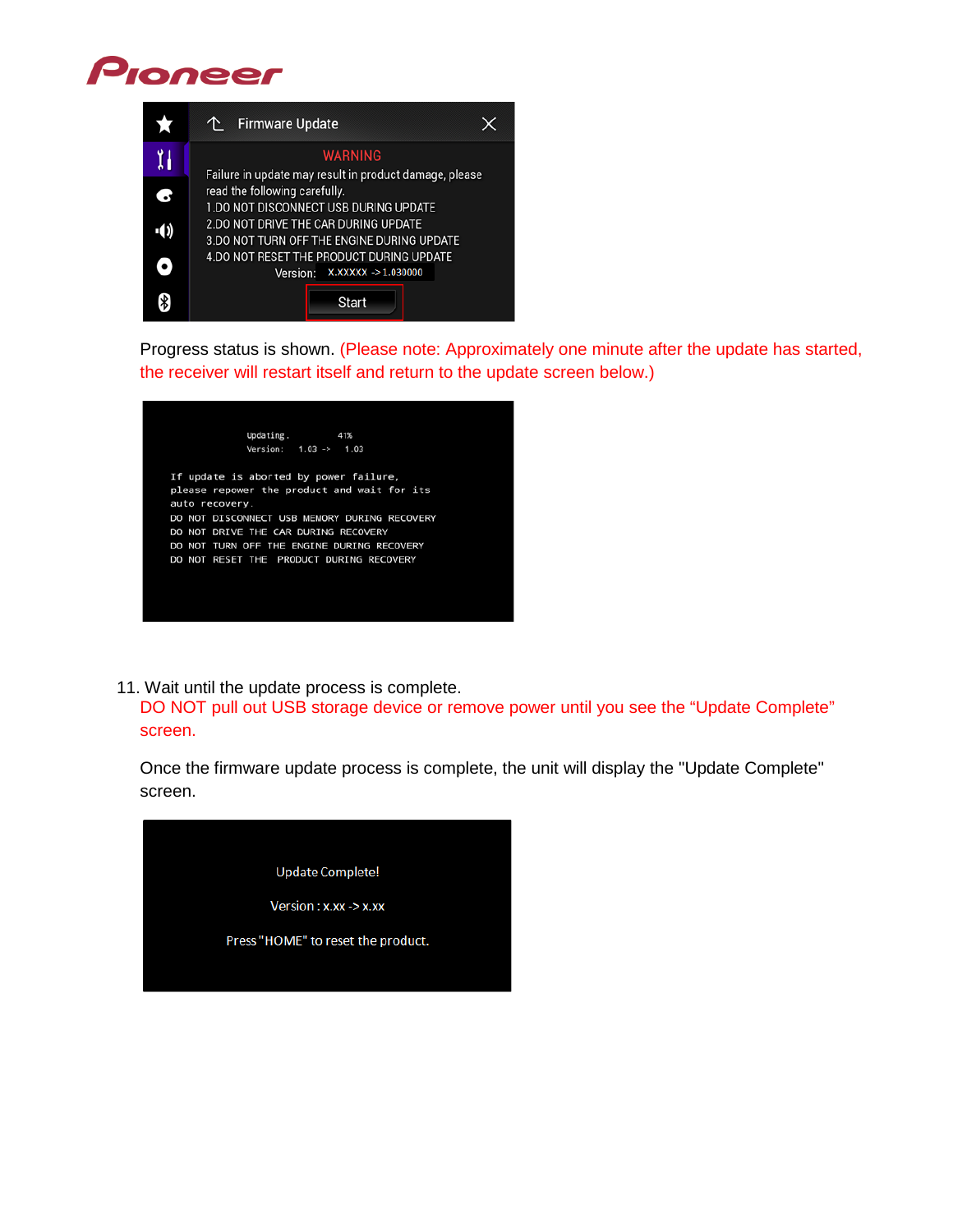Progress status is shown. (Please note: Approximately one minute after the update has started, the receiver will restart itself and return to the update screen below.)

11. Wait until the update process is complete.
    DO NOT pull out USB storage device or remove power until you see the "Update Complete" screen.

    Once the firmware update process is complete, the unit will display the "Update Complete" screen.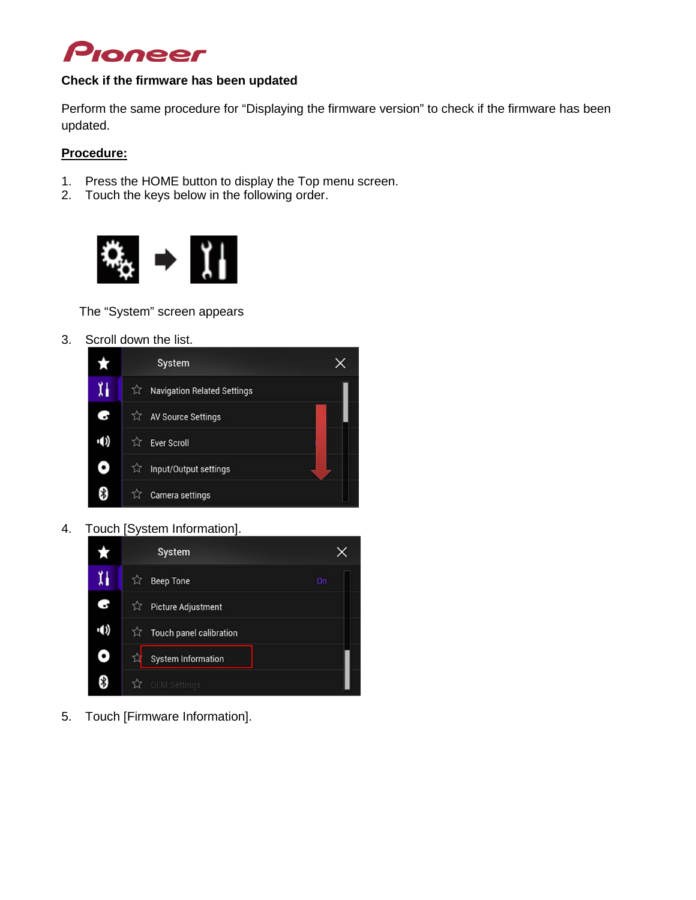### Check if the firmware has been updated

Perform the same procedure for "Displaying the firmware version" to check if the firmware has been updated.

**Procedure:**

1. Press the HOME button to display the Top menu screen.
2. Touch the keys below in the following order.

   The "System" screen appears

3. Scroll down the list.
4. Touch [System Information].
5. Touch [Firmware Information].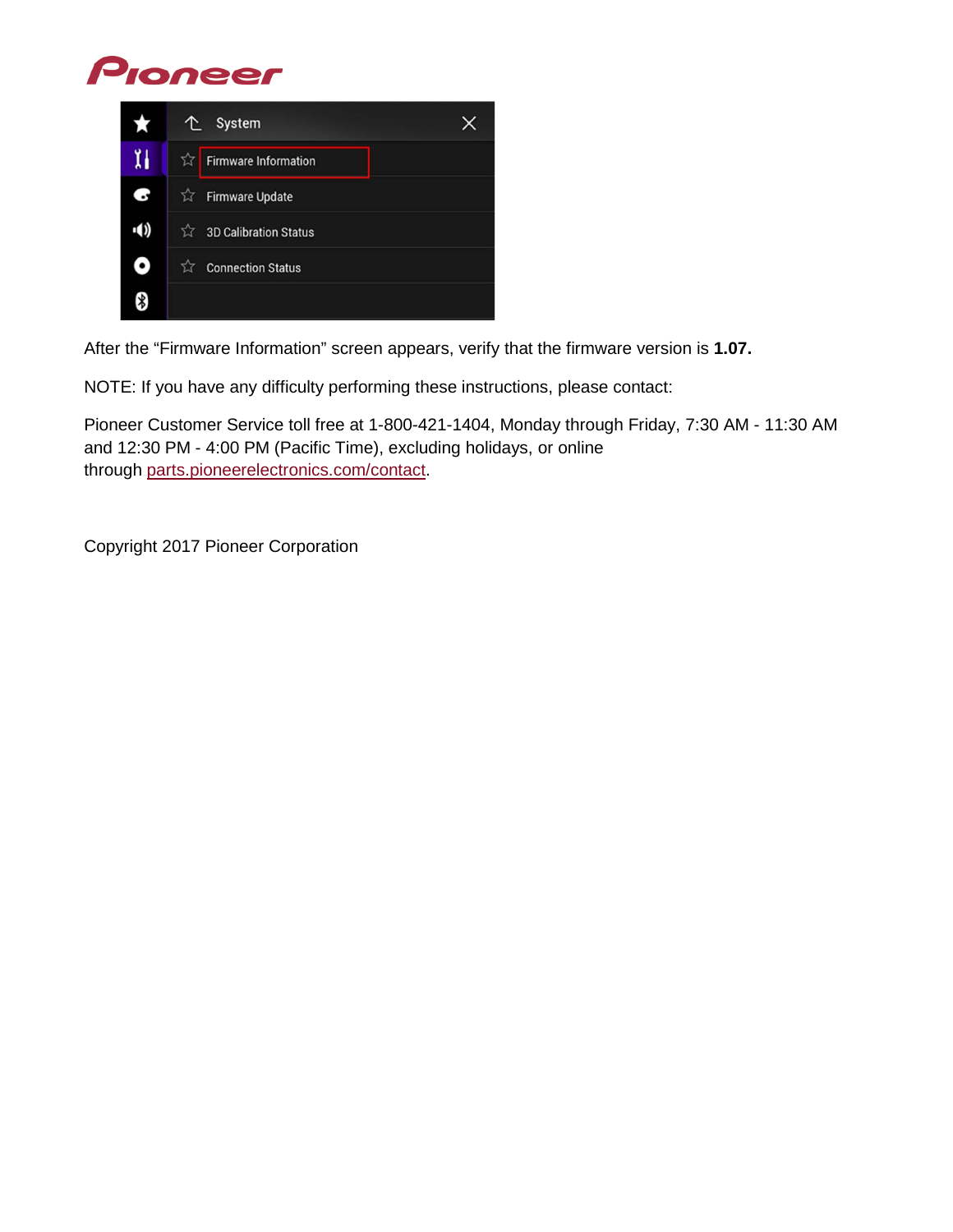After the “Firmware Information” screen appears, verify that the firmware version is **1.07.**

NOTE: If you have any difficulty performing these instructions, please contact:

Pioneer Customer Service toll free at 1-800-421-1404, Monday through Friday, 7:30 AM - 11:30 AM and 12:30 PM - 4:00 PM (Pacific Time), excluding holidays, or online through parts.pioneerelectronics.com/contact.

Copyright 2017 Pioneer Corporation